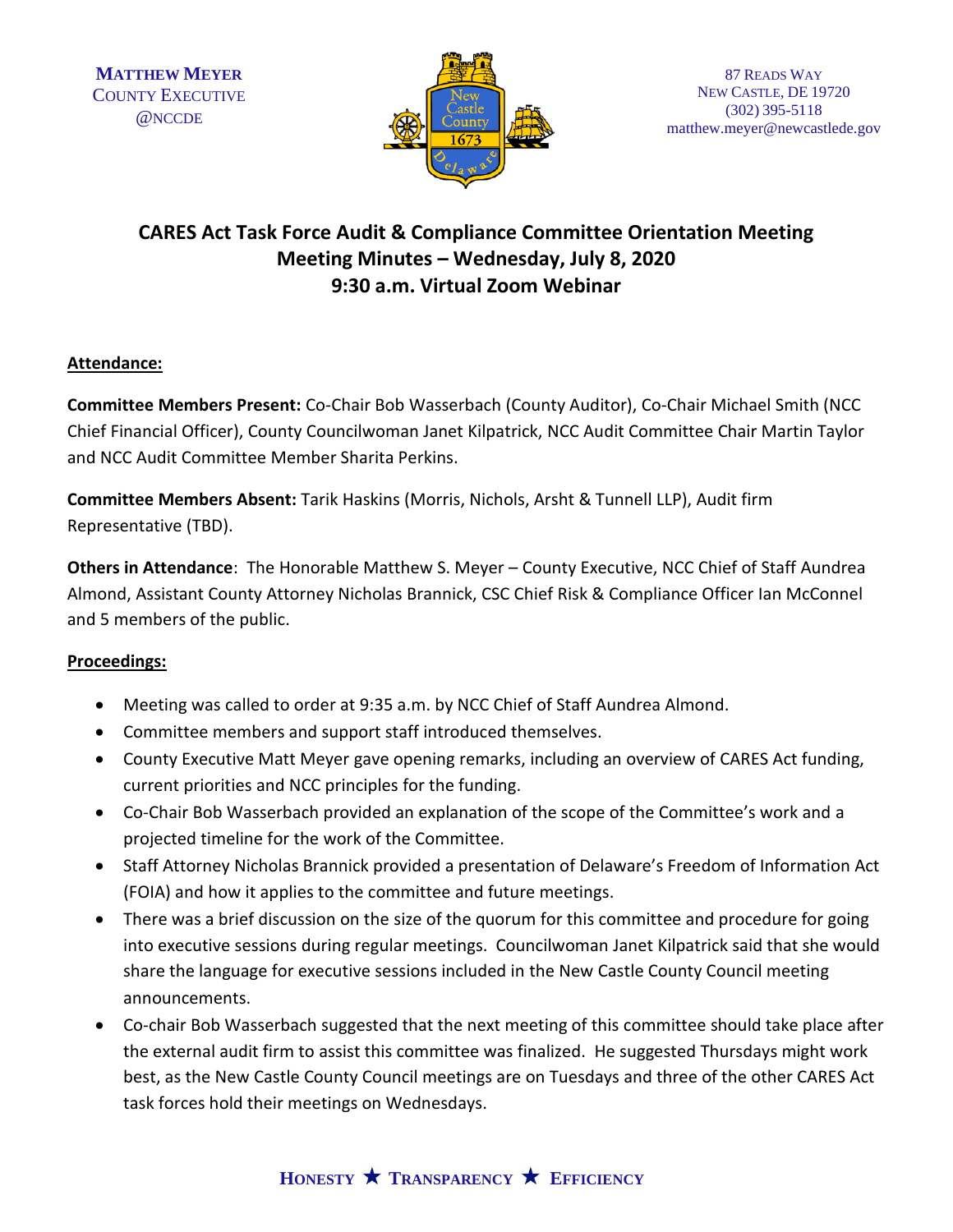MATTHEW MEYER
COUNTY EXECUTIVE
@NCCDE

87 READS WAY
NEW CASTLE, DE 19720
(302) 395-5118
matthew.meyer@newcastlede.gov

# CARES Act Task Force Audit & Compliance Committee Orientation Meeting
## Meeting Minutes – Wednesday, July 8, 2020
## 9:30 a.m. Virtual Zoom Webinar

**Attendance:**

**Committee Members Present:** Co-Chair Bob Wasserbach (County Auditor), Co-Chair Michael Smith (NCC Chief Financial Officer), County Councilwoman Janet Kilpatrick, NCC Audit Committee Chair Martin Taylor and NCC Audit Committee Member Sharita Perkins.

**Committee Members Absent:** Tarik Haskins (Morris, Nichols, Arsht & Tunnell LLP), Audit firm Representative (TBD).

**Others in Attendance**: The Honorable Matthew S. Meyer – County Executive, NCC Chief of Staff Aundrea Almond, Assistant County Attorney Nicholas Brannick, CSC Chief Risk & Compliance Officer Ian McConnel and 5 members of the public.

**Proceedings:**

- Meeting was called to order at 9:35 a.m. by NCC Chief of Staff Aundrea Almond.
- Committee members and support staff introduced themselves.
- County Executive Matt Meyer gave opening remarks, including an overview of CARES Act funding, current priorities and NCC principles for the funding.
- Co-Chair Bob Wasserbach provided an explanation of the scope of the Committee's work and a projected timeline for the work of the Committee.
- Staff Attorney Nicholas Brannick provided a presentation of Delaware's Freedom of Information Act (FOIA) and how it applies to the committee and future meetings.
- There was a brief discussion on the size of the quorum for this committee and procedure for going into executive sessions during regular meetings. Councilwoman Janet Kilpatrick said that she would share the language for executive sessions included in the New Castle County Council meeting announcements.
- Co-chair Bob Wasserbach suggested that the next meeting of this committee should take place after the external audit firm to assist this committee was finalized. He suggested Thursdays might work best, as the New Castle County Council meetings are on Tuesdays and three of the other CARES Act task forces hold their meetings on Wednesdays.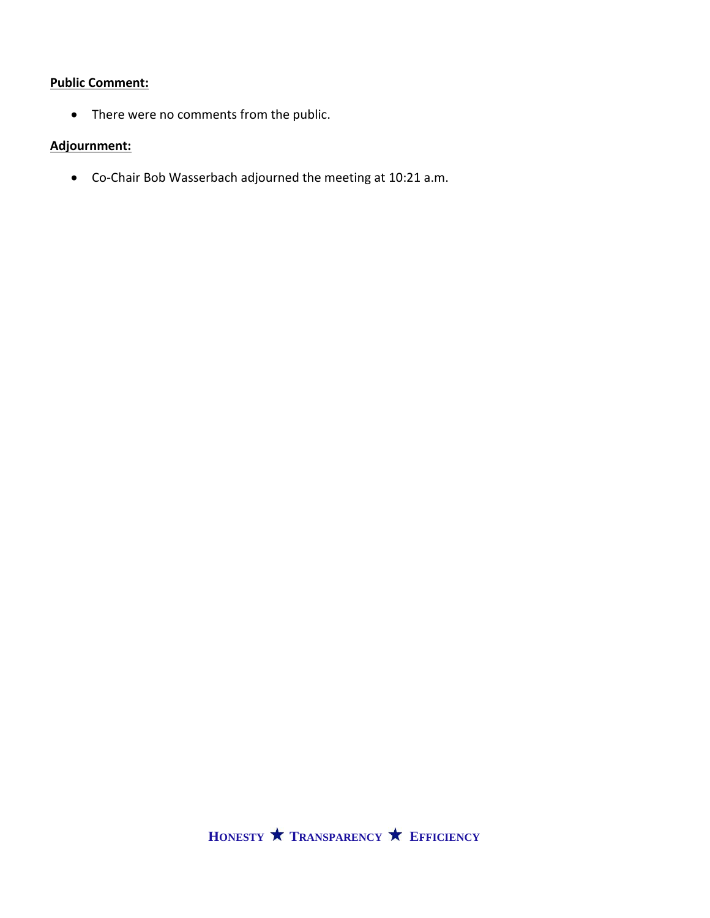**Public Comment:**

- There were no comments from the public.

**Adjournment:**

- Co-Chair Bob Wasserbach adjourned the meeting at 10:21 a.m.